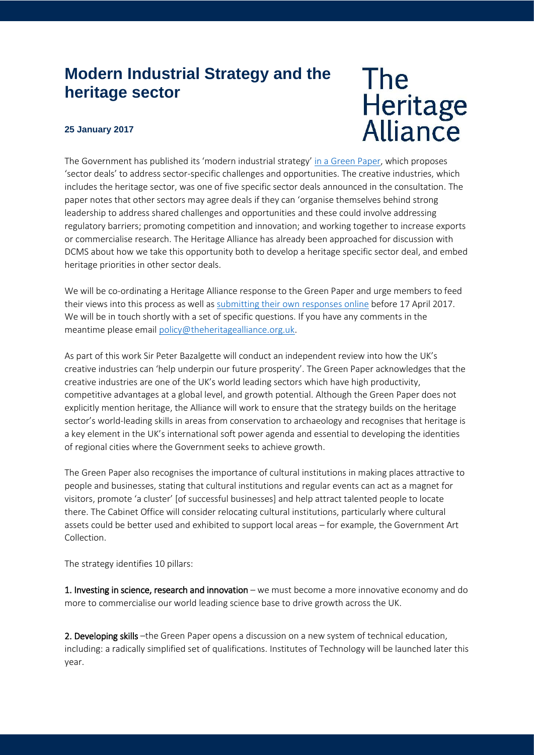# Modern Industrial Strategy and the heritage sector

**25 January 2017**

The Heritage Alliance

The Government has published its 'modern industrial strategy' in a Green Paper, which proposes 'sector deals' to address sector-specific challenges and opportunities. The creative industries, which includes the heritage sector, was one of five specific sector deals announced in the consultation. The paper notes that other sectors may agree deals if they can 'organise themselves behind strong leadership to address shared challenges and opportunities and these could involve addressing regulatory barriers; promoting competition and innovation; and working together to increase exports or commercialise research. The Heritage Alliance has already been approached for discussion with DCMS about how we take this opportunity both to develop a heritage specific sector deal, and embed heritage priorities in other sector deals.

We will be co-ordinating a Heritage Alliance response to the Green Paper and urge members to feed their views into this process as well as submitting their own responses online before 17 April 2017. We will be in touch shortly with a set of specific questions. If you have any comments in the meantime please email policy@theheritagealliance.org.uk.

As part of this work Sir Peter Bazalgette will conduct an independent review into how the UK's creative industries can 'help underpin our future prosperity'. The Green Paper acknowledges that the creative industries are one of the UK's world leading sectors which have high productivity, competitive advantages at a global level, and growth potential. Although the Green Paper does not explicitly mention heritage, the Alliance will work to ensure that the strategy builds on the heritage sector's world-leading skills in areas from conservation to archaeology and recognises that heritage is a key element in the UK's international soft power agenda and essential to developing the identities of regional cities where the Government seeks to achieve growth.

The Green Paper also recognises the importance of cultural institutions in making places attractive to people and businesses, stating that cultural institutions and regular events can act as a magnet for visitors, promote 'a cluster' [of successful businesses] and help attract talented people to locate there. The Cabinet Office will consider relocating cultural institutions, particularly where cultural assets could be better used and exhibited to support local areas – for example, the Government Art Collection.

The strategy identifies 10 pillars:

**1. Investing in science, research and innovation** – we must become a more innovative economy and do more to commercialise our world leading science base to drive growth across the UK.

**2. Developing skills** –the Green Paper opens a discussion on a new system of technical education, including: a radically simplified set of qualifications. Institutes of Technology will be launched later this year.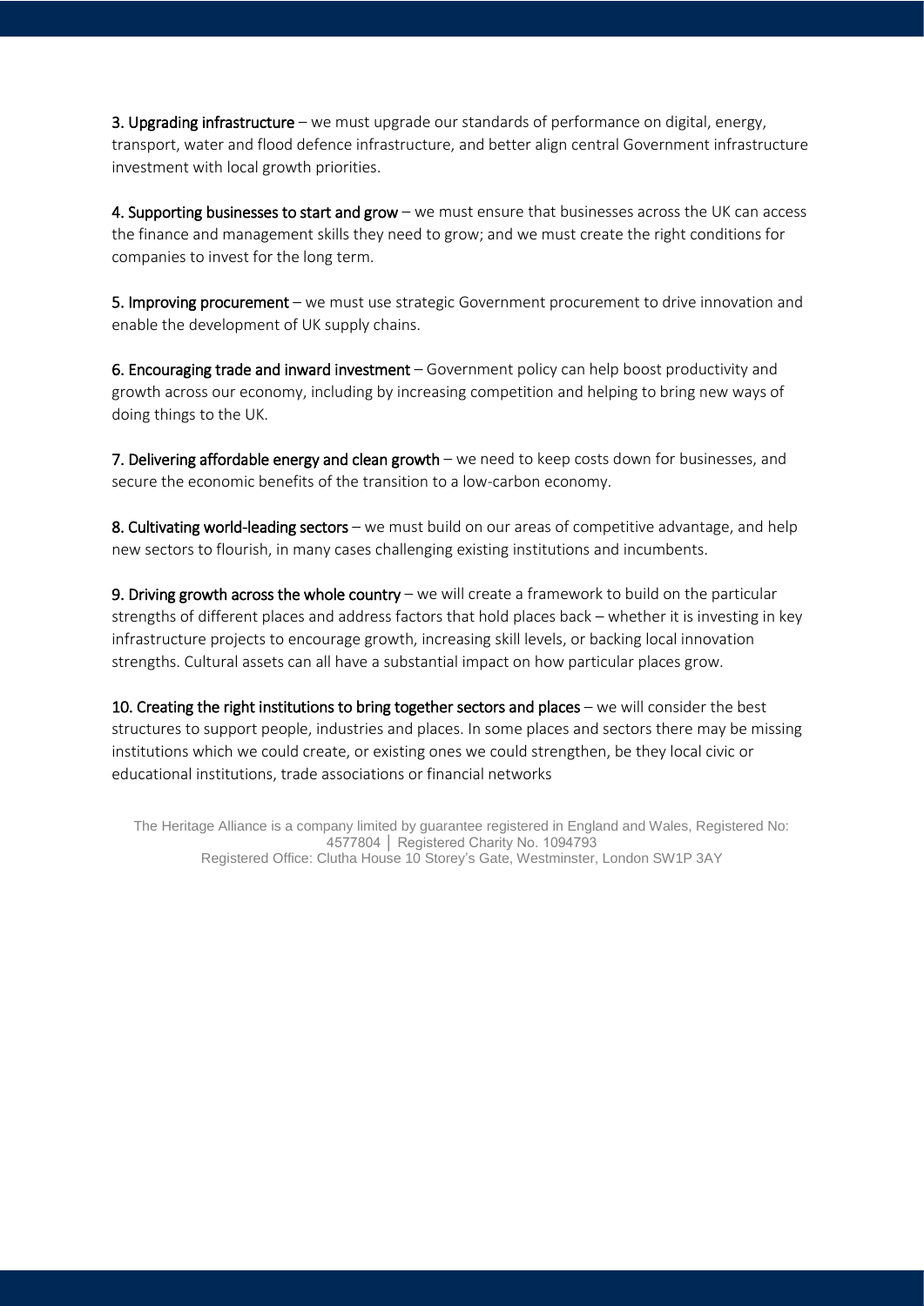**3. Upgrading infrastructure** – we must upgrade our standards of performance on digital, energy, transport, water and flood defence infrastructure, and better align central Government infrastructure investment with local growth priorities.

**4. Supporting businesses to start and grow** – we must ensure that businesses across the UK can access the finance and management skills they need to grow; and we must create the right conditions for companies to invest for the long term.

**5. Improving procurement** – we must use strategic Government procurement to drive innovation and enable the development of UK supply chains.

**6. Encouraging trade and inward investment** – Government policy can help boost productivity and growth across our economy, including by increasing competition and helping to bring new ways of doing things to the UK.

**7. Delivering affordable energy and clean growth** – we need to keep costs down for businesses, and secure the economic benefits of the transition to a low-carbon economy.

**8. Cultivating world-leading sectors** – we must build on our areas of competitive advantage, and help new sectors to flourish, in many cases challenging existing institutions and incumbents.

**9. Driving growth across the whole country** – we will create a framework to build on the particular strengths of different places and address factors that hold places back – whether it is investing in key infrastructure projects to encourage growth, increasing skill levels, or backing local innovation strengths. Cultural assets can all have a substantial impact on how particular places grow.

**10. Creating the right institutions to bring together sectors and places** – we will consider the best structures to support people, industries and places. In some places and sectors there may be missing institutions which we could create, or existing ones we could strengthen, be they local civic or educational institutions, trade associations or financial networks